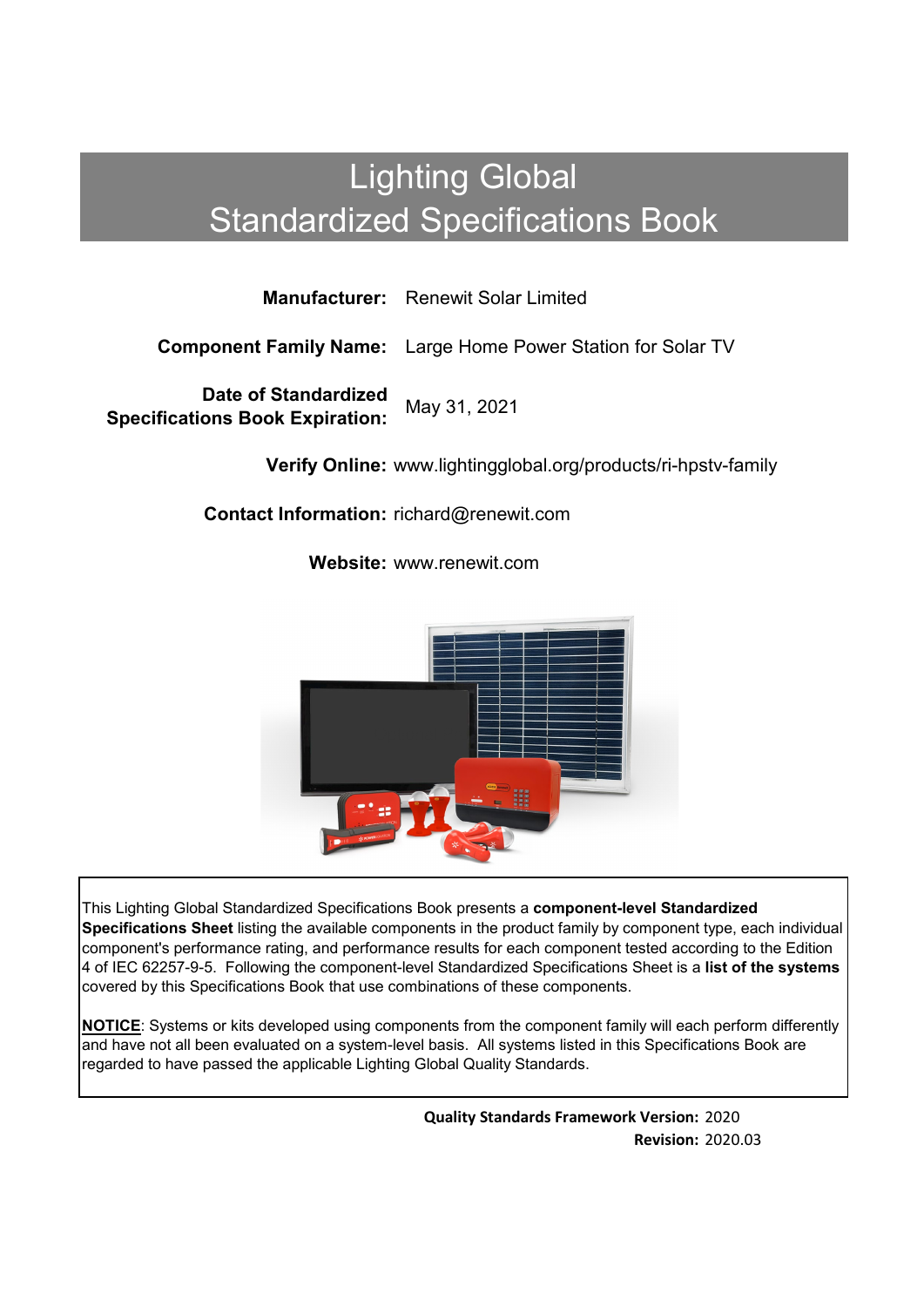# Lighting Global
# Standardized Specifications Book

**Manufacturer:** Renewit Solar Limited

**Component Family Name:** Large Home Power Station for Solar TV

**Date of Standardized Specifications Book Expiration:** May 31, 2021

**Verify Online:** www.lightingglobal.org/products/ri-hpstv-family

**Contact Information:** richard@renewit.com

**Website:** www.renewit.com

This Lighting Global Standardized Specifications Book presents a **component-level Standardized Specifications Sheet** listing the available components in the product family by component type, each individual component's performance rating, and performance results for each component tested according to the Edition 4 of IEC 62257-9-5. Following the component-level Standardized Specifications Sheet is a **list of the systems** covered by this Specifications Book that use combinations of these components.

**NOTICE**: Systems or kits developed using components from the component family will each perform differently and have not all been evaluated on a system-level basis. All systems listed in this Specifications Book are regarded to have passed the applicable Lighting Global Quality Standards.

**Quality Standards Framework Version:** 2020

**Revision:** 2020.03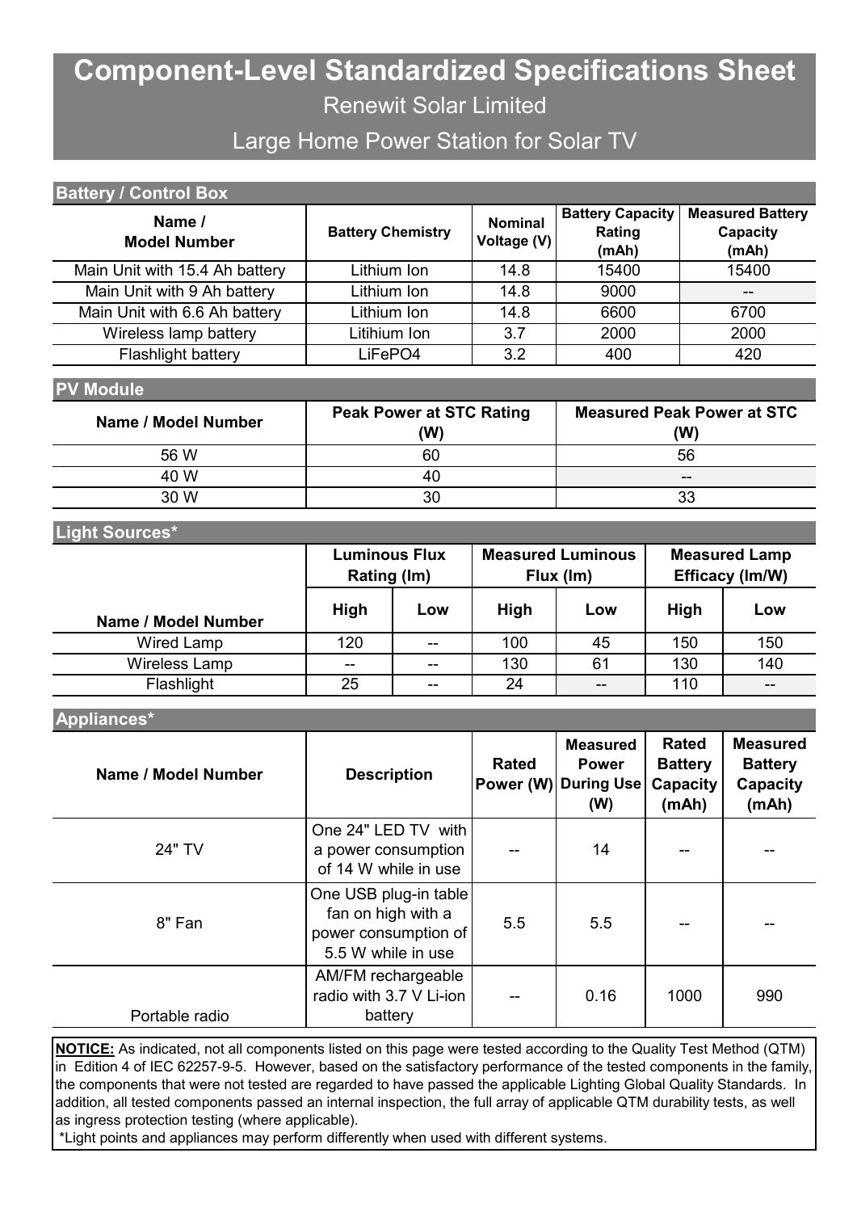# Component-Level Standardized Specifications Sheet

Renewit Solar Limited

Large Home Power Station for Solar TV

## Battery / Control Box

| Name / Model Number | Battery Chemistry | Nominal Voltage (V) | Battery Capacity Rating (mAh) | Measured Battery Capacity (mAh) |
|---|---|---|---|---|
| Main Unit with 15.4 Ah battery | Lithium Ion | 14.8 | 15400 | 15400 |
| Main Unit with 9 Ah battery | Lithium Ion | 14.8 | 9000 | -- |
| Main Unit with 6.6 Ah battery | Lithium Ion | 14.8 | 6600 | 6700 |
| Wireless lamp battery | Litihium Ion | 3.7 | 2000 | 2000 |
| Flashlight battery | LiFePO4 | 3.2 | 400 | 420 |

## PV Module

| Name / Model Number | Peak Power at STC Rating (W) | Measured Peak Power at STC (W) |
|---|---|---|
| 56 W | 60 | 56 |
| 40 W | 40 | -- |
| 30 W | 30 | 33 |

## Light Sources*

| Name / Model Number | Luminous Flux Rating (lm) | | Measured Luminous Flux (lm) | | Measured Lamp Efficacy (lm/W) | |
|---|---|---|---|---|---|---|
| | High | Low | High | Low | High | Low |
| Wired Lamp | 120 | -- | 100 | 45 | 150 | 150 |
| Wireless Lamp | -- | -- | 130 | 61 | 130 | 140 |
| Flashlight | 25 | -- | 24 | -- | 110 | -- |

## Appliances*

| Name / Model Number | Description | Rated Power (W) | Measured Power During Use (W) | Rated Battery Capacity (mAh) | Measured Battery Capacity (mAh) |
|---|---|---|---|---|---|
| 24" TV | One 24" LED TV with a power consumption of 14 W while in use | -- | 14 | -- | -- |
| 8" Fan | One USB plug-in table fan on high with a power consumption of 5.5 W while in use | 5.5 | 5.5 | -- | -- |
| Portable radio | AM/FM rechargeable radio with 3.7 V Li-ion battery | -- | 0.16 | 1000 | 990 |

**NOTICE:** As indicated, not all components listed on this page were tested according to the Quality Test Method (QTM) in Edition 4 of IEC 62257-9-5. However, based on the satisfactory performance of the tested components in the family, the components that were not tested are regarded to have passed the applicable Lighting Global Quality Standards. In addition, all tested components passed an internal inspection, the full array of applicable QTM durability tests, as well as ingress protection testing (where applicable).

*Light points and appliances may perform differently when used with different systems.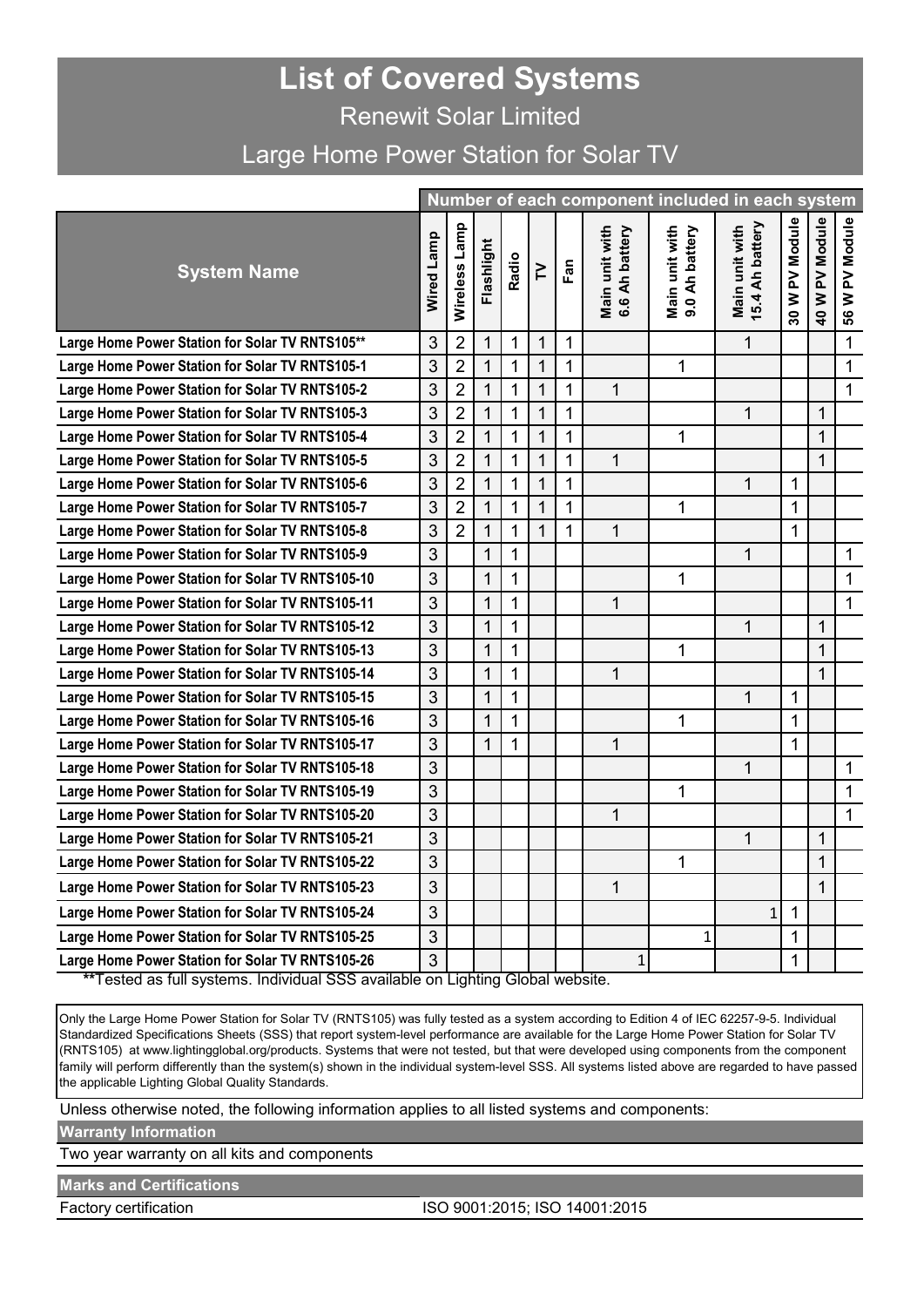# List of Covered Systems

## Renewit Solar Limited

## Large Home Power Station for Solar TV

| System Name | Number of each component included in each system | | | | | | | | | | | |
|---|---|---|---|---|---|---|---|---|---|---|---|---|
| | Wired Lamp | Wireless Lamp | Flashlight | Radio | TV | Fan | Main unit with 6.6 Ah battery | Main unit with 9.0 Ah battery | Main unit with 15.4 Ah battery | 30 W PV Module | 40 W PV Module | 56 W PV Module |
| Large Home Power Station for Solar TV RNTS105** | 3 | 2 | 1 | 1 | 1 | 1 | | | 1 | | | 1 |
| Large Home Power Station for Solar TV RNTS105-1 | 3 | 2 | 1 | 1 | 1 | 1 | | 1 | | | | 1 |
| Large Home Power Station for Solar TV RNTS105-2 | 3 | 2 | 1 | 1 | 1 | 1 | 1 | | | | | 1 |
| Large Home Power Station for Solar TV RNTS105-3 | 3 | 2 | 1 | 1 | 1 | 1 | | | 1 | | 1 | |
| Large Home Power Station for Solar TV RNTS105-4 | 3 | 2 | 1 | 1 | 1 | 1 | | 1 | | | 1 | |
| Large Home Power Station for Solar TV RNTS105-5 | 3 | 2 | 1 | 1 | 1 | 1 | 1 | | | | 1 | |
| Large Home Power Station for Solar TV RNTS105-6 | 3 | 2 | 1 | 1 | 1 | 1 | | | 1 | 1 | | |
| Large Home Power Station for Solar TV RNTS105-7 | 3 | 2 | 1 | 1 | 1 | 1 | | 1 | | 1 | | |
| Large Home Power Station for Solar TV RNTS105-8 | 3 | 2 | 1 | 1 | 1 | 1 | 1 | | | 1 | | |
| Large Home Power Station for Solar TV RNTS105-9 | 3 | | 1 | 1 | | | | | 1 | | | 1 |
| Large Home Power Station for Solar TV RNTS105-10 | 3 | | 1 | 1 | | | | 1 | | | | 1 |
| Large Home Power Station for Solar TV RNTS105-11 | 3 | | 1 | 1 | | | 1 | | | | | 1 |
| Large Home Power Station for Solar TV RNTS105-12 | 3 | | 1 | 1 | | | | | 1 | | 1 | |
| Large Home Power Station for Solar TV RNTS105-13 | 3 | | 1 | 1 | | | | 1 | | | 1 | |
| Large Home Power Station for Solar TV RNTS105-14 | 3 | | 1 | 1 | | | 1 | | | | 1 | |
| Large Home Power Station for Solar TV RNTS105-15 | 3 | | 1 | 1 | | | | | 1 | 1 | | |
| Large Home Power Station for Solar TV RNTS105-16 | 3 | | 1 | 1 | | | | 1 | | 1 | | |
| Large Home Power Station for Solar TV RNTS105-17 | 3 | | 1 | 1 | | | 1 | | | 1 | | |
| Large Home Power Station for Solar TV RNTS105-18 | 3 | | | | | | | | 1 | | | 1 |
| Large Home Power Station for Solar TV RNTS105-19 | 3 | | | | | | | 1 | | | | 1 |
| Large Home Power Station for Solar TV RNTS105-20 | 3 | | | | | | 1 | | | | | 1 |
| Large Home Power Station for Solar TV RNTS105-21 | 3 | | | | | | | | 1 | | 1 | |
| Large Home Power Station for Solar TV RNTS105-22 | 3 | | | | | | | 1 | | | 1 | |
| Large Home Power Station for Solar TV RNTS105-23 | 3 | | | | | | 1 | | | | 1 | |
| Large Home Power Station for Solar TV RNTS105-24 | 3 | | | | | | | | 1 | 1 | | |
| Large Home Power Station for Solar TV RNTS105-25 | 3 | | | | | | | 1 | | 1 | | |
| Large Home Power Station for Solar TV RNTS105-26 | 3 | | | | | | 1 | | | 1 | | |

**Tested as full systems. Individual SSS available on Lighting Global website.

Only the Large Home Power Station for Solar TV (RNTS105) was fully tested as a system according to Edition 4 of IEC 62257-9-5. Individual Standardized Specifications Sheets (SSS) that report system-level performance are available for the Large Home Power Station for Solar TV (RNTS105) at www.lightingglobal.org/products. Systems that were not tested, but that were developed using components from the component family will perform differently than the system(s) shown in the individual system-level SSS. All systems listed above are regarded to have passed the applicable Lighting Global Quality Standards.

Unless otherwise noted, the following information applies to all listed systems and components:

**Warranty Information**

Two year warranty on all kits and components

**Marks and Certifications**

| | |
|---|---|
| Factory certification | ISO 9001:2015; ISO 14001:2015 |